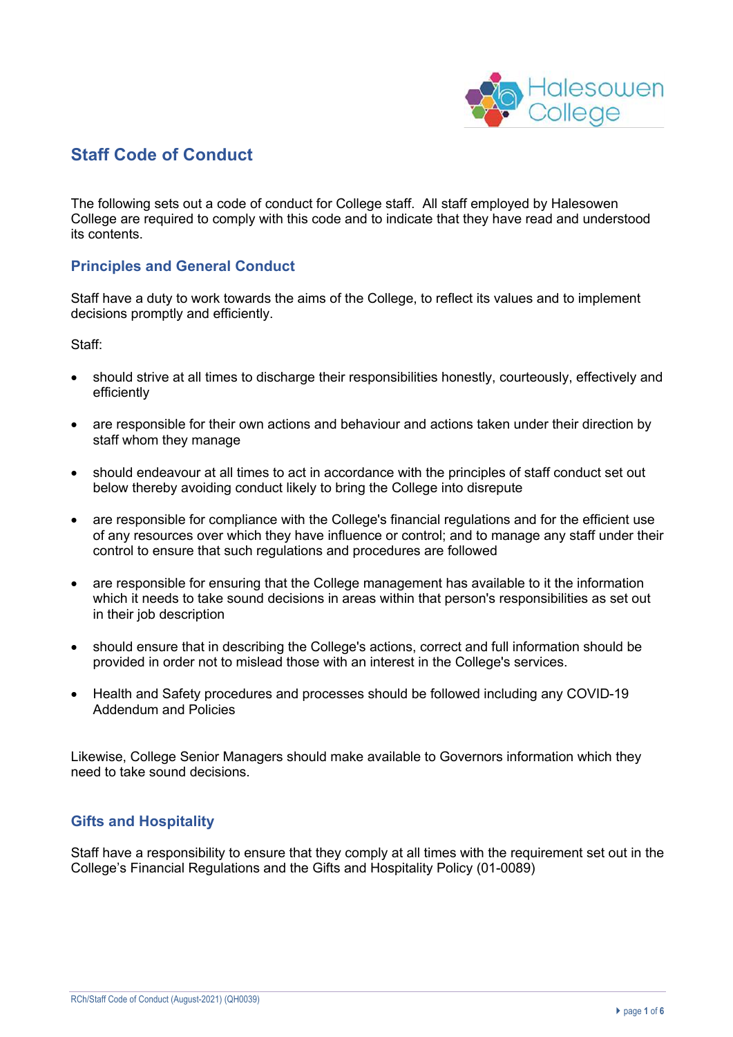# Staff Code of Conduct

The following sets out a code of conduct for College staff. All staff employed by Halesowen College are required to comply with this code and to indicate that they have read and understood its contents.

## Principles and General Conduct

Staff have a duty to work towards the aims of the College, to reflect its values and to implement decisions promptly and efficiently.

Staff:

- should strive at all times to discharge their responsibilities honestly, courteously, effectively and efficiently
- are responsible for their own actions and behaviour and actions taken under their direction by staff whom they manage
- should endeavour at all times to act in accordance with the principles of staff conduct set out below thereby avoiding conduct likely to bring the College into disrepute
- are responsible for compliance with the College's financial regulations and for the efficient use of any resources over which they have influence or control; and to manage any staff under their control to ensure that such regulations and procedures are followed
- are responsible for ensuring that the College management has available to it the information which it needs to take sound decisions in areas within that person's responsibilities as set out in their job description
- should ensure that in describing the College's actions, correct and full information should be provided in order not to mislead those with an interest in the College's services.
- Health and Safety procedures and processes should be followed including any COVID-19 Addendum and Policies

Likewise, College Senior Managers should make available to Governors information which they need to take sound decisions.

## Gifts and Hospitality

Staff have a responsibility to ensure that they comply at all times with the requirement set out in the College's Financial Regulations and the Gifts and Hospitality Policy (01-0089)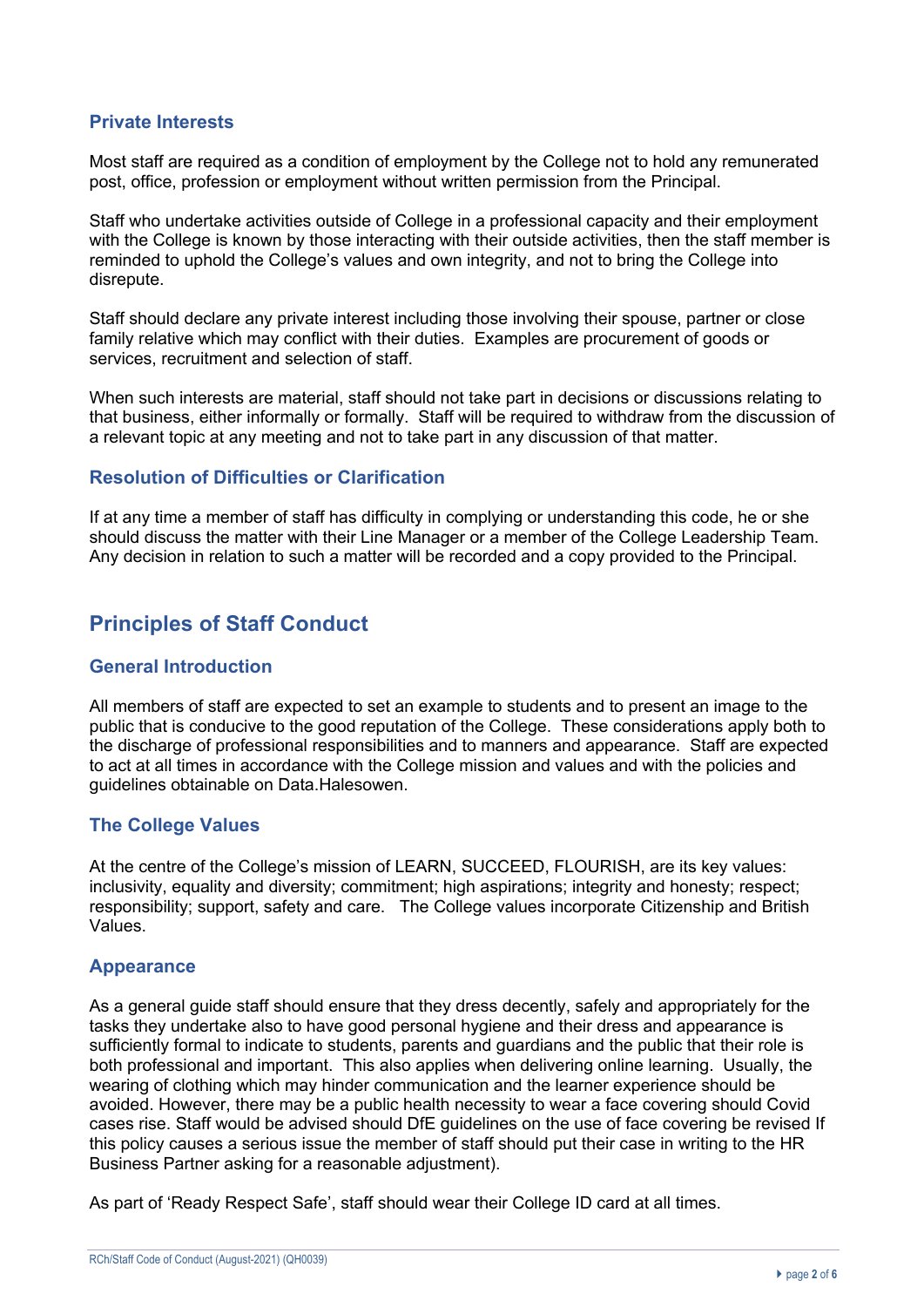### Private Interests

Most staff are required as a condition of employment by the College not to hold any remunerated post, office, profession or employment without written permission from the Principal.

Staff who undertake activities outside of College in a professional capacity and their employment with the College is known by those interacting with their outside activities, then the staff member is reminded to uphold the College's values and own integrity, and not to bring the College into disrepute.

Staff should declare any private interest including those involving their spouse, partner or close family relative which may conflict with their duties. Examples are procurement of goods or services, recruitment and selection of staff.

When such interests are material, staff should not take part in decisions or discussions relating to that business, either informally or formally. Staff will be required to withdraw from the discussion of a relevant topic at any meeting and not to take part in any discussion of that matter.

### Resolution of Difficulties or Clarification

If at any time a member of staff has difficulty in complying or understanding this code, he or she should discuss the matter with their Line Manager or a member of the College Leadership Team. Any decision in relation to such a matter will be recorded and a copy provided to the Principal.

## Principles of Staff Conduct

### General Introduction

All members of staff are expected to set an example to students and to present an image to the public that is conducive to the good reputation of the College. These considerations apply both to the discharge of professional responsibilities and to manners and appearance. Staff are expected to act at all times in accordance with the College mission and values and with the policies and guidelines obtainable on Data.Halesowen.

### The College Values

At the centre of the College's mission of LEARN, SUCCEED, FLOURISH, are its key values: inclusivity, equality and diversity; commitment; high aspirations; integrity and honesty; respect; responsibility; support, safety and care. The College values incorporate Citizenship and British Values.

### Appearance

As a general guide staff should ensure that they dress decently, safely and appropriately for the tasks they undertake also to have good personal hygiene and their dress and appearance is sufficiently formal to indicate to students, parents and guardians and the public that their role is both professional and important. This also applies when delivering online learning. Usually, the wearing of clothing which may hinder communication and the learner experience should be avoided. However, there may be a public health necessity to wear a face covering should Covid cases rise. Staff would be advised should DfE guidelines on the use of face covering be revised If this policy causes a serious issue the member of staff should put their case in writing to the HR Business Partner asking for a reasonable adjustment).

As part of 'Ready Respect Safe', staff should wear their College ID card at all times.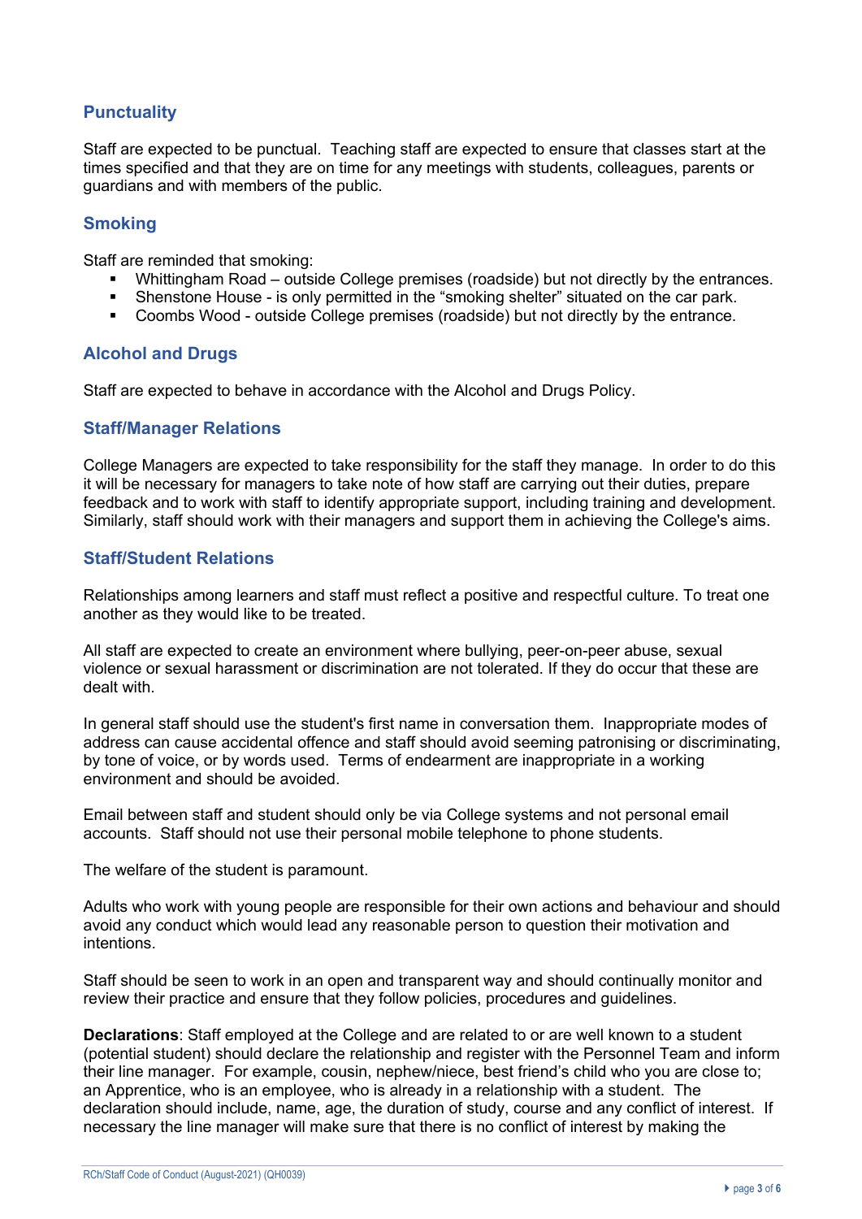## Punctuality

Staff are expected to be punctual. Teaching staff are expected to ensure that classes start at the times specified and that they are on time for any meetings with students, colleagues, parents or guardians and with members of the public.

## Smoking

Staff are reminded that smoking:

- Whittingham Road – outside College premises (roadside) but not directly by the entrances.
- Shenstone House - is only permitted in the "smoking shelter" situated on the car park.
- Coombs Wood - outside College premises (roadside) but not directly by the entrance.

## Alcohol and Drugs

Staff are expected to behave in accordance with the Alcohol and Drugs Policy.

## Staff/Manager Relations

College Managers are expected to take responsibility for the staff they manage. In order to do this it will be necessary for managers to take note of how staff are carrying out their duties, prepare feedback and to work with staff to identify appropriate support, including training and development. Similarly, staff should work with their managers and support them in achieving the College's aims.

## Staff/Student Relations

Relationships among learners and staff must reflect a positive and respectful culture. To treat one another as they would like to be treated.

All staff are expected to create an environment where bullying, peer-on-peer abuse, sexual violence or sexual harassment or discrimination are not tolerated. If they do occur that these are dealt with.

In general staff should use the student's first name in conversation them. Inappropriate modes of address can cause accidental offence and staff should avoid seeming patronising or discriminating, by tone of voice, or by words used. Terms of endearment are inappropriate in a working environment and should be avoided.

Email between staff and student should only be via College systems and not personal email accounts. Staff should not use their personal mobile telephone to phone students.

The welfare of the student is paramount.

Adults who work with young people are responsible for their own actions and behaviour and should avoid any conduct which would lead any reasonable person to question their motivation and intentions.

Staff should be seen to work in an open and transparent way and should continually monitor and review their practice and ensure that they follow policies, procedures and guidelines.

**Declarations**: Staff employed at the College and are related to or are well known to a student (potential student) should declare the relationship and register with the Personnel Team and inform their line manager. For example, cousin, nephew/niece, best friend's child who you are close to; an Apprentice, who is an employee, who is already in a relationship with a student. The declaration should include, name, age, the duration of study, course and any conflict of interest. If necessary the line manager will make sure that there is no conflict of interest by making the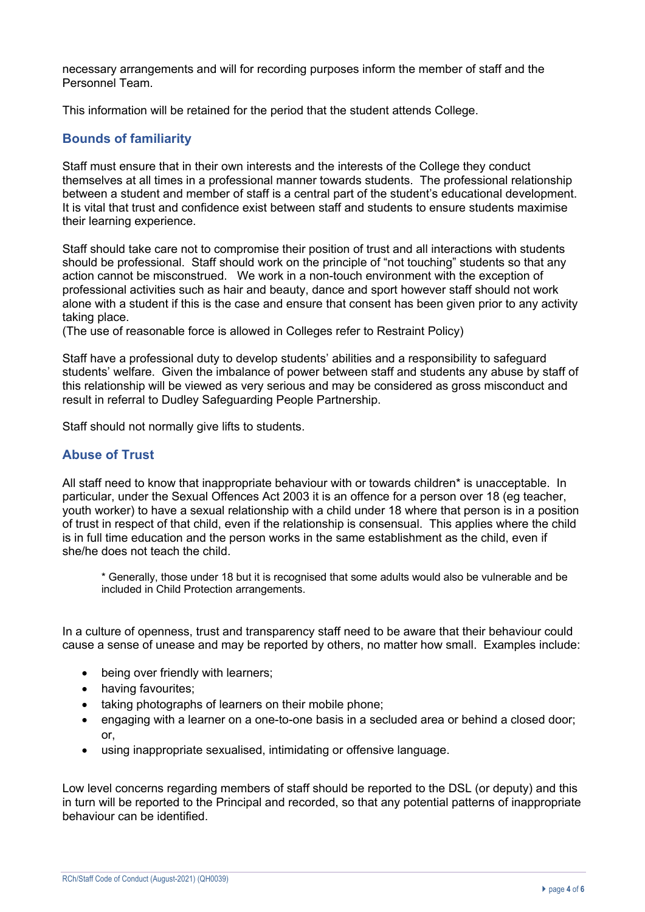necessary arrangements and will for recording purposes inform the member of staff and the Personnel Team.

This information will be retained for the period that the student attends College.

## Bounds of familiarity

Staff must ensure that in their own interests and the interests of the College they conduct themselves at all times in a professional manner towards students. The professional relationship between a student and member of staff is a central part of the student's educational development. It is vital that trust and confidence exist between staff and students to ensure students maximise their learning experience.

Staff should take care not to compromise their position of trust and all interactions with students should be professional. Staff should work on the principle of "not touching" students so that any action cannot be misconstrued. We work in a non-touch environment with the exception of professional activities such as hair and beauty, dance and sport however staff should not work alone with a student if this is the case and ensure that consent has been given prior to any activity taking place.
(The use of reasonable force is allowed in Colleges refer to Restraint Policy)

Staff have a professional duty to develop students' abilities and a responsibility to safeguard students' welfare. Given the imbalance of power between staff and students any abuse by staff of this relationship will be viewed as very serious and may be considered as gross misconduct and result in referral to Dudley Safeguarding People Partnership.

Staff should not normally give lifts to students.

## Abuse of Trust

All staff need to know that inappropriate behaviour with or towards children* is unacceptable. In particular, under the Sexual Offences Act 2003 it is an offence for a person over 18 (eg teacher, youth worker) to have a sexual relationship with a child under 18 where that person is in a position of trust in respect of that child, even if the relationship is consensual. This applies where the child is in full time education and the person works in the same establishment as the child, even if she/he does not teach the child.

> * Generally, those under 18 but it is recognised that some adults would also be vulnerable and be included in Child Protection arrangements.

In a culture of openness, trust and transparency staff need to be aware that their behaviour could cause a sense of unease and may be reported by others, no matter how small. Examples include:

- being over friendly with learners;
- having favourites;
- taking photographs of learners on their mobile phone;
- engaging with a learner on a one-to-one basis in a secluded area or behind a closed door; or,
- using inappropriate sexualised, intimidating or offensive language.

Low level concerns regarding members of staff should be reported to the DSL (or deputy) and this in turn will be reported to the Principal and recorded, so that any potential patterns of inappropriate behaviour can be identified.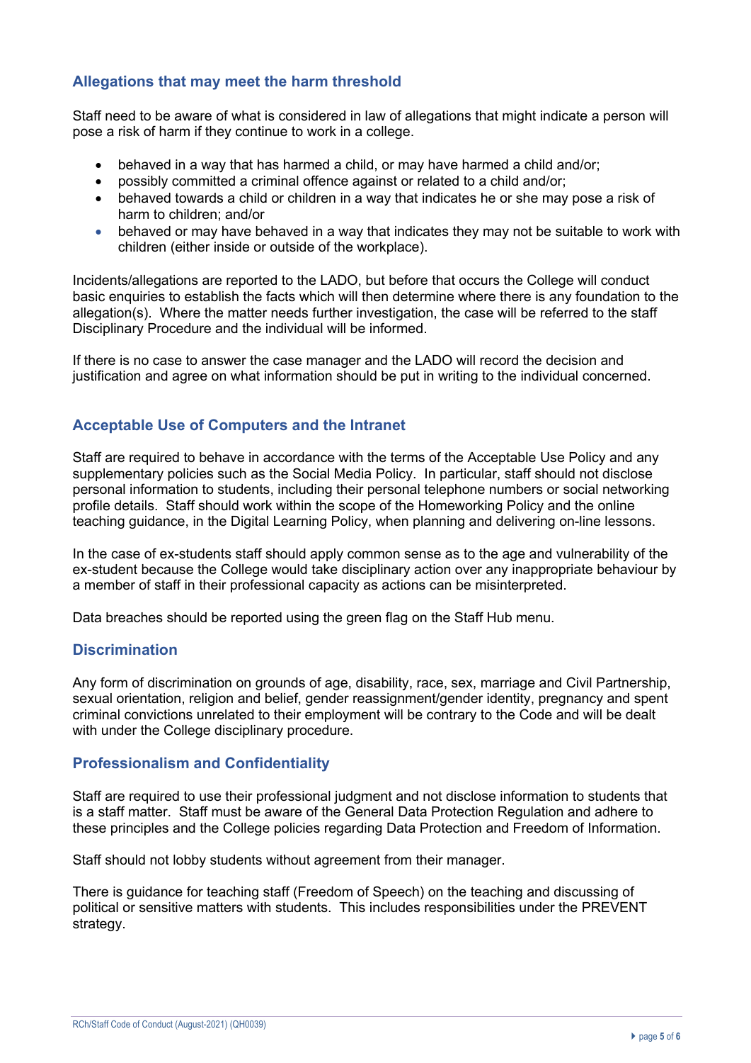## Allegations that may meet the harm threshold

Staff need to be aware of what is considered in law of allegations that might indicate a person will pose a risk of harm if they continue to work in a college.

- behaved in a way that has harmed a child, or may have harmed a child and/or;
- possibly committed a criminal offence against or related to a child and/or;
- behaved towards a child or children in a way that indicates he or she may pose a risk of harm to children; and/or
- behaved or may have behaved in a way that indicates they may not be suitable to work with children (either inside or outside of the workplace).

Incidents/allegations are reported to the LADO, but before that occurs the College will conduct basic enquiries to establish the facts which will then determine where there is any foundation to the allegation(s). Where the matter needs further investigation, the case will be referred to the staff Disciplinary Procedure and the individual will be informed.

If there is no case to answer the case manager and the LADO will record the decision and justification and agree on what information should be put in writing to the individual concerned.

## Acceptable Use of Computers and the Intranet

Staff are required to behave in accordance with the terms of the Acceptable Use Policy and any supplementary policies such as the Social Media Policy. In particular, staff should not disclose personal information to students, including their personal telephone numbers or social networking profile details. Staff should work within the scope of the Homeworking Policy and the online teaching guidance, in the Digital Learning Policy, when planning and delivering on-line lessons.

In the case of ex-students staff should apply common sense as to the age and vulnerability of the ex-student because the College would take disciplinary action over any inappropriate behaviour by a member of staff in their professional capacity as actions can be misinterpreted.

Data breaches should be reported using the green flag on the Staff Hub menu.

## Discrimination

Any form of discrimination on grounds of age, disability, race, sex, marriage and Civil Partnership, sexual orientation, religion and belief, gender reassignment/gender identity, pregnancy and spent criminal convictions unrelated to their employment will be contrary to the Code and will be dealt with under the College disciplinary procedure.

## Professionalism and Confidentiality

Staff are required to use their professional judgment and not disclose information to students that is a staff matter. Staff must be aware of the General Data Protection Regulation and adhere to these principles and the College policies regarding Data Protection and Freedom of Information.

Staff should not lobby students without agreement from their manager.

There is guidance for teaching staff (Freedom of Speech) on the teaching and discussing of political or sensitive matters with students. This includes responsibilities under the PREVENT strategy.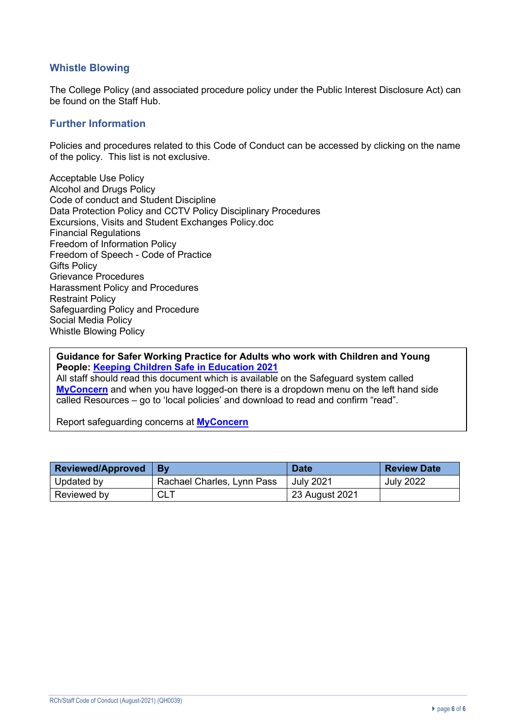## Whistle Blowing

The College Policy (and associated procedure policy under the Public Interest Disclosure Act) can be found on the Staff Hub.

## Further Information

Policies and procedures related to this Code of Conduct can be accessed by clicking on the name of the policy. This list is not exclusive.

Acceptable Use Policy
Alcohol and Drugs Policy
Code of conduct and Student Discipline
Data Protection Policy and CCTV Policy Disciplinary Procedures
Excursions, Visits and Student Exchanges Policy.doc
Financial Regulations
Freedom of Information Policy
Freedom of Speech - Code of Practice
Gifts Policy
Grievance Procedures
Harassment Policy and Procedures
Restraint Policy
Safeguarding Policy and Procedure
Social Media Policy
Whistle Blowing Policy

**Guidance for Safer Working Practice for Adults who work with Children and Young People: Keeping Children Safe in Education 2021**
All staff should read this document which is available on the Safeguard system called **MyConcern** and when you have logged-on there is a dropdown menu on the left hand side called Resources – go to 'local policies' and download to read and confirm "read".

Report safeguarding concerns at **MyConcern**

| Reviewed/Approved | By | Date | Review Date |
|---|---|---|---|
| Updated by | Rachael Charles, Lynn Pass | July 2021 | July 2022 |
| Reviewed by | CLT | 23 August 2021 | |

RCh/Staff Code of Conduct (August-2021) (QH0039)